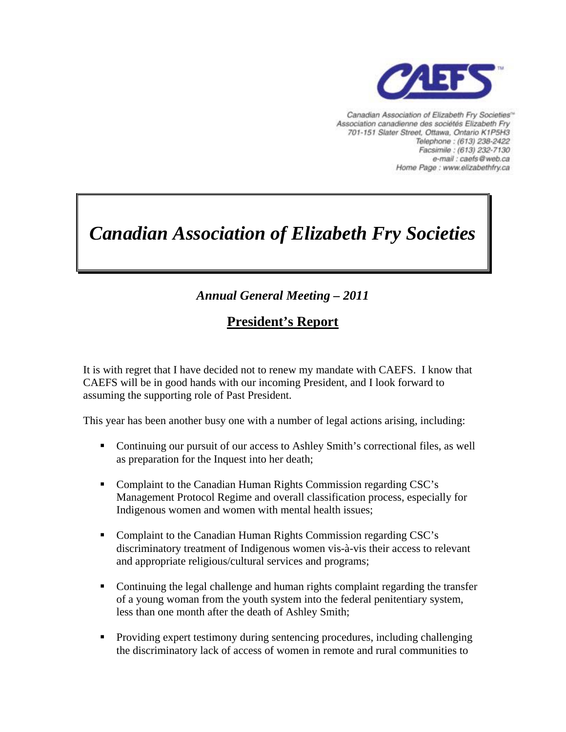Canadian Association of Elizabeth Fry Societies™
Association canadienne des sociétés Elizabeth Fry
701-151 Slater Street, Ottawa, Ontario K1P5H3
Telephone : (613) 238-2422
Facsimile : (613) 232-7130
e-mail : caefs@web.ca
Home Page : www.elizabethfry.ca

# *Canadian Association of Elizabeth Fry Societies*

## *Annual General Meeting – 2011*

## **President's Report**

It is with regret that I have decided not to renew my mandate with CAEFS. I know that CAEFS will be in good hands with our incoming President, and I look forward to assuming the supporting role of Past President.

This year has been another busy one with a number of legal actions arising, including:

- Continuing our pursuit of our access to Ashley Smith's correctional files, as well as preparation for the Inquest into her death;
- Complaint to the Canadian Human Rights Commission regarding CSC's Management Protocol Regime and overall classification process, especially for Indigenous women and women with mental health issues;
- Complaint to the Canadian Human Rights Commission regarding CSC's discriminatory treatment of Indigenous women vis-à-vis their access to relevant and appropriate religious/cultural services and programs;
- Continuing the legal challenge and human rights complaint regarding the transfer of a young woman from the youth system into the federal penitentiary system, less than one month after the death of Ashley Smith;
- Providing expert testimony during sentencing procedures, including challenging the discriminatory lack of access of women in remote and rural communities to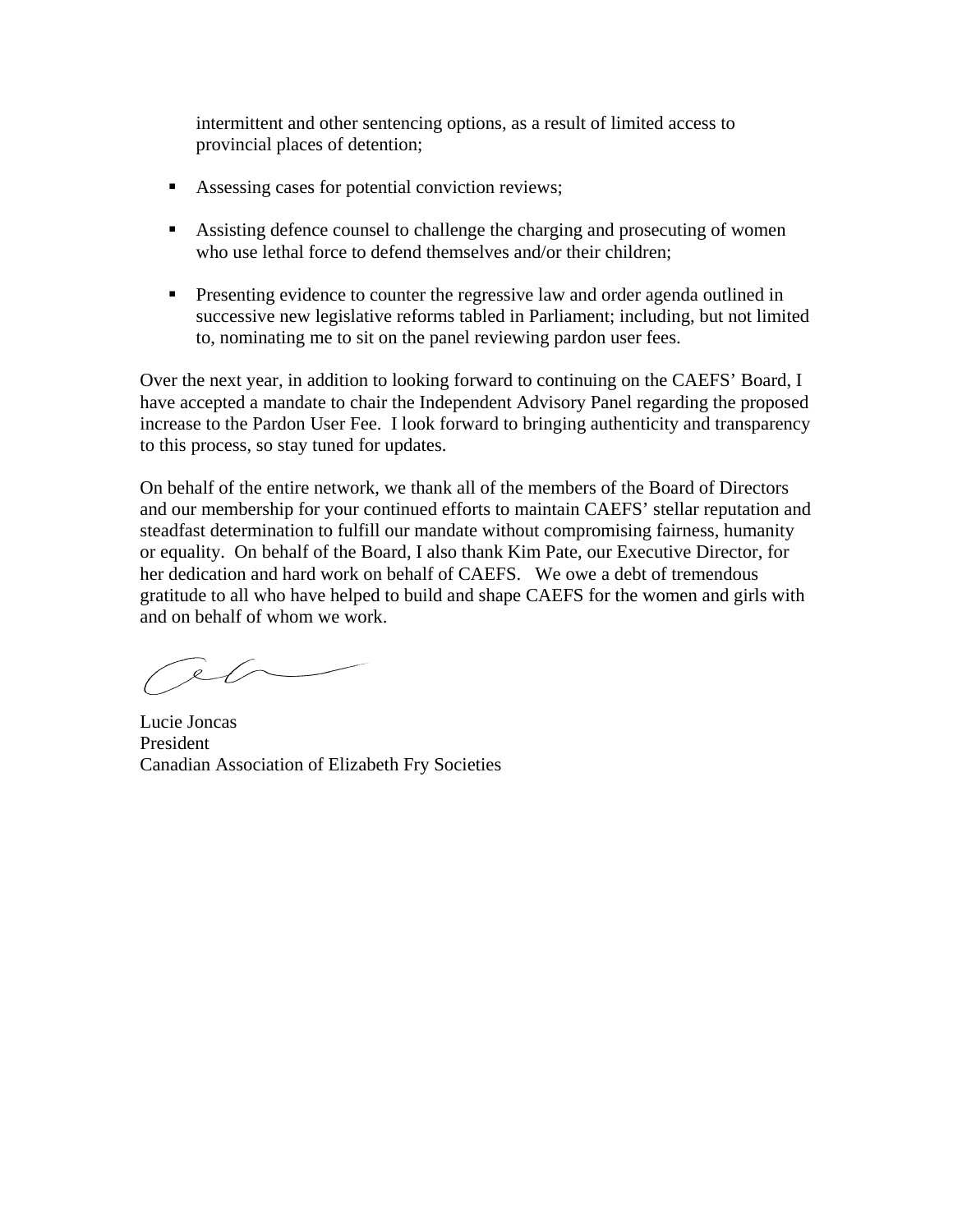intermittent and other sentencing options, as a result of limited access to provincial places of detention;

- Assessing cases for potential conviction reviews;
- Assisting defence counsel to challenge the charging and prosecuting of women who use lethal force to defend themselves and/or their children;
- Presenting evidence to counter the regressive law and order agenda outlined in successive new legislative reforms tabled in Parliament; including, but not limited to, nominating me to sit on the panel reviewing pardon user fees.

Over the next year, in addition to looking forward to continuing on the CAEFS' Board, I have accepted a mandate to chair the Independent Advisory Panel regarding the proposed increase to the Pardon User Fee. I look forward to bringing authenticity and transparency to this process, so stay tuned for updates.

On behalf of the entire network, we thank all of the members of the Board of Directors and our membership for your continued efforts to maintain CAEFS' stellar reputation and steadfast determination to fulfill our mandate without compromising fairness, humanity or equality. On behalf of the Board, I also thank Kim Pate, our Executive Director, for her dedication and hard work on behalf of CAEFS. We owe a debt of tremendous gratitude to all who have helped to build and shape CAEFS for the women and girls with and on behalf of whom we work.

Lucie Joncas
President
Canadian Association of Elizabeth Fry Societies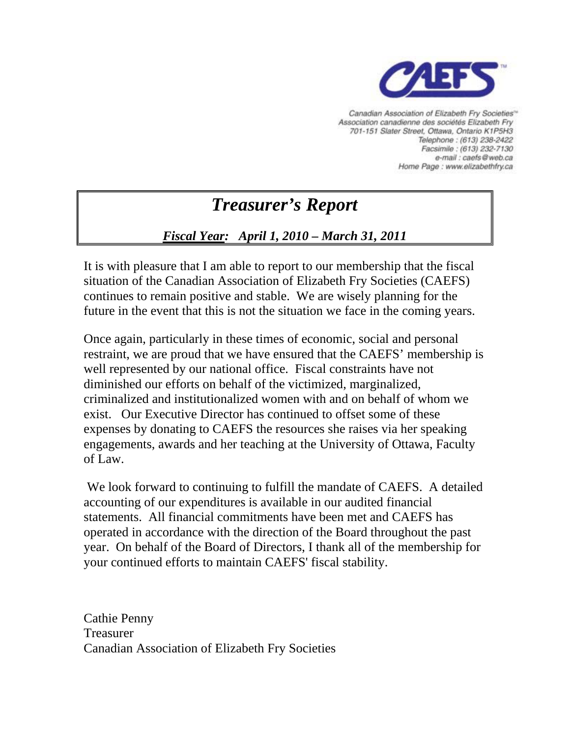Canadian Association of Elizabeth Fry Societies™
Association canadienne des sociétés Elizabeth Fry
701-151 Slater Street, Ottawa, Ontario K1P5H3
Telephone : (613) 238-2422
Facsimile : (613) 232-7130
e-mail : caefs@web.ca
Home Page : www.elizabethfry.ca

# *Treasurer's Report*

***Fiscal Year:*** ***April 1, 2010 – March 31, 2011***

It is with pleasure that I am able to report to our membership that the fiscal situation of the Canadian Association of Elizabeth Fry Societies (CAEFS) continues to remain positive and stable. We are wisely planning for the future in the event that this is not the situation we face in the coming years.

Once again, particularly in these times of economic, social and personal restraint, we are proud that we have ensured that the CAEFS' membership is well represented by our national office. Fiscal constraints have not diminished our efforts on behalf of the victimized, marginalized, criminalized and institutionalized women with and on behalf of whom we exist. Our Executive Director has continued to offset some of these expenses by donating to CAEFS the resources she raises via her speaking engagements, awards and her teaching at the University of Ottawa, Faculty of Law.

We look forward to continuing to fulfill the mandate of CAEFS. A detailed accounting of our expenditures is available in our audited financial statements. All financial commitments have been met and CAEFS has operated in accordance with the direction of the Board throughout the past year. On behalf of the Board of Directors, I thank all of the membership for your continued efforts to maintain CAEFS' fiscal stability.

Cathie Penny
Treasurer
Canadian Association of Elizabeth Fry Societies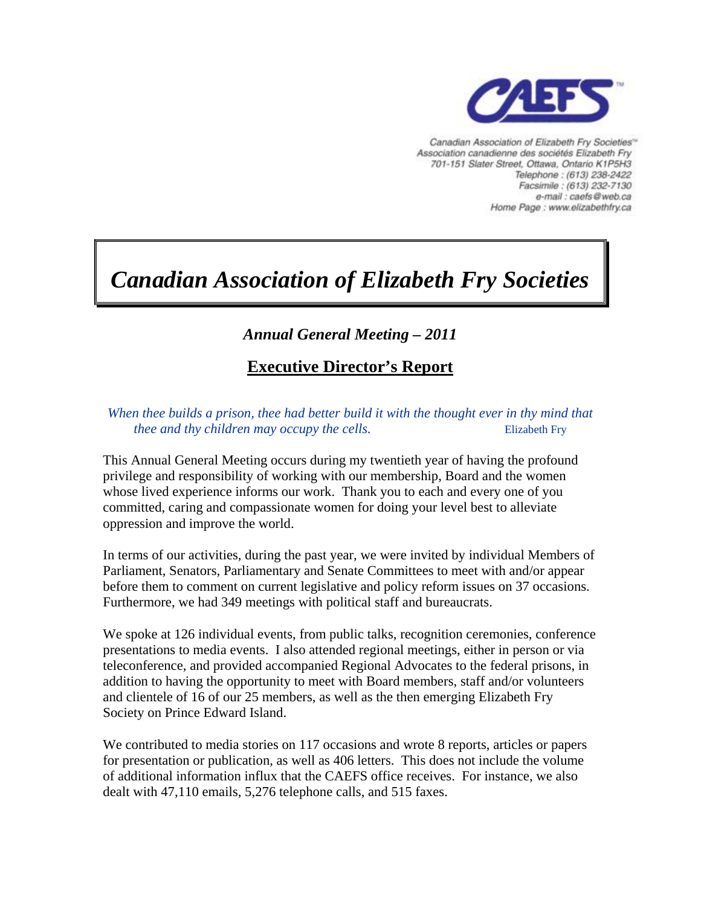Canadian Association of Elizabeth Fry Societies™
Association canadienne des sociétés Elizabeth Fry
701-151 Slater Street, Ottawa, Ontario K1P5H3
Telephone : (613) 238-2422
Facsimile : (613) 232-7130
e-mail : caefs@web.ca
Home Page : www.elizabethfry.ca

# *Canadian Association of Elizabeth Fry Societies*

### *Annual General Meeting – 2011*

## Executive Director's Report

*When thee builds a prison, thee had better build it with the thought ever in thy mind that thee and thy children may occupy the cells.* Elizabeth Fry

This Annual General Meeting occurs during my twentieth year of having the profound privilege and responsibility of working with our membership, Board and the women whose lived experience informs our work. Thank you to each and every one of you committed, caring and compassionate women for doing your level best to alleviate oppression and improve the world.

In terms of our activities, during the past year, we were invited by individual Members of Parliament, Senators, Parliamentary and Senate Committees to meet with and/or appear before them to comment on current legislative and policy reform issues on 37 occasions. Furthermore, we had 349 meetings with political staff and bureaucrats.

We spoke at 126 individual events, from public talks, recognition ceremonies, conference presentations to media events. I also attended regional meetings, either in person or via teleconference, and provided accompanied Regional Advocates to the federal prisons, in addition to having the opportunity to meet with Board members, staff and/or volunteers and clientele of 16 of our 25 members, as well as the then emerging Elizabeth Fry Society on Prince Edward Island.

We contributed to media stories on 117 occasions and wrote 8 reports, articles or papers for presentation or publication, as well as 406 letters. This does not include the volume of additional information influx that the CAEFS office receives. For instance, we also dealt with 47,110 emails, 5,276 telephone calls, and 515 faxes.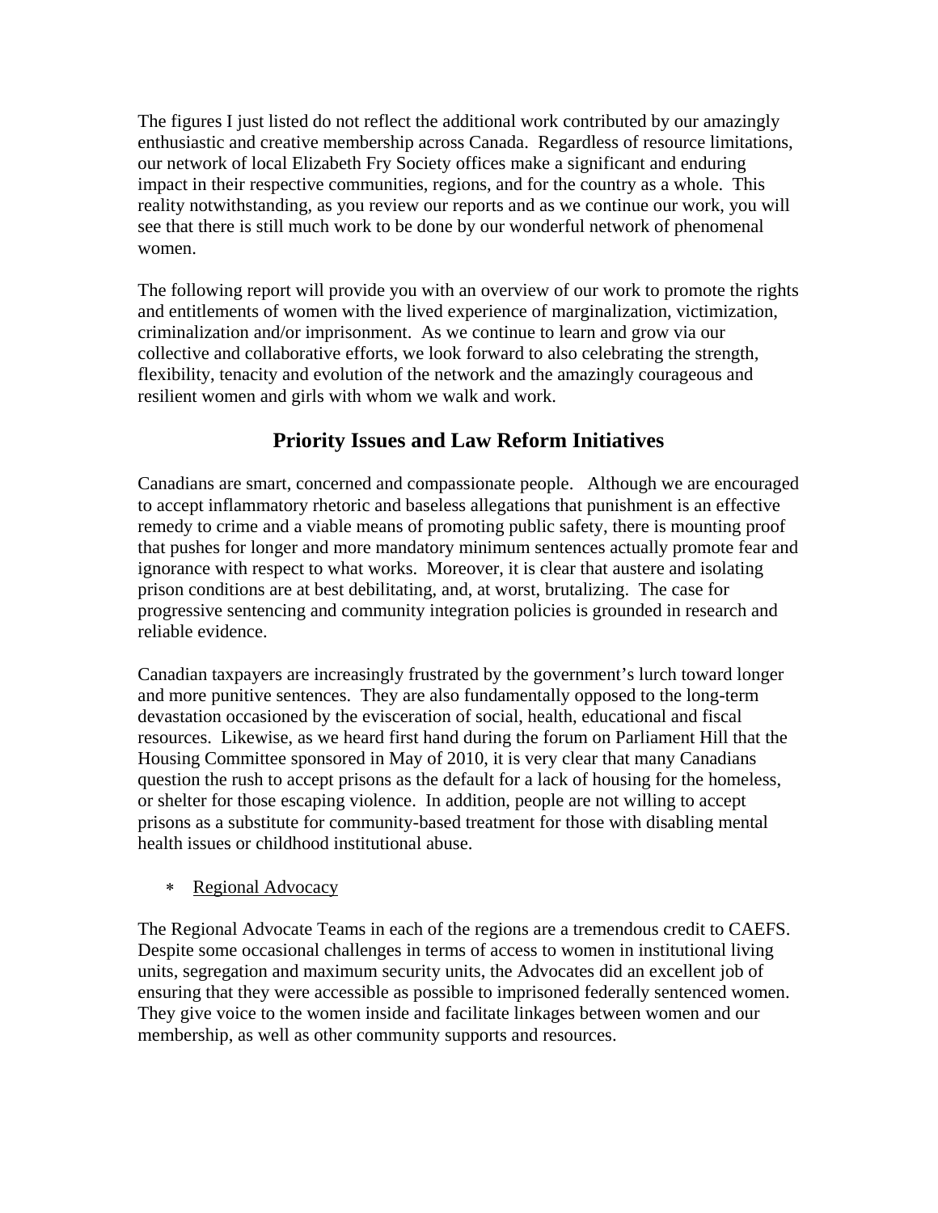The figures I just listed do not reflect the additional work contributed by our amazingly enthusiastic and creative membership across Canada. Regardless of resource limitations, our network of local Elizabeth Fry Society offices make a significant and enduring impact in their respective communities, regions, and for the country as a whole. This reality notwithstanding, as you review our reports and as we continue our work, you will see that there is still much work to be done by our wonderful network of phenomenal women.

The following report will provide you with an overview of our work to promote the rights and entitlements of women with the lived experience of marginalization, victimization, criminalization and/or imprisonment. As we continue to learn and grow via our collective and collaborative efforts, we look forward to also celebrating the strength, flexibility, tenacity and evolution of the network and the amazingly courageous and resilient women and girls with whom we walk and work.

## Priority Issues and Law Reform Initiatives

Canadians are smart, concerned and compassionate people. Although we are encouraged to accept inflammatory rhetoric and baseless allegations that punishment is an effective remedy to crime and a viable means of promoting public safety, there is mounting proof that pushes for longer and more mandatory minimum sentences actually promote fear and ignorance with respect to what works. Moreover, it is clear that austere and isolating prison conditions are at best debilitating, and, at worst, brutalizing. The case for progressive sentencing and community integration policies is grounded in research and reliable evidence.

Canadian taxpayers are increasingly frustrated by the government's lurch toward longer and more punitive sentences. They are also fundamentally opposed to the long-term devastation occasioned by the evisceration of social, health, educational and fiscal resources. Likewise, as we heard first hand during the forum on Parliament Hill that the Housing Committee sponsored in May of 2010, it is very clear that many Canadians question the rush to accept prisons as the default for a lack of housing for the homeless, or shelter for those escaping violence. In addition, people are not willing to accept prisons as a substitute for community-based treatment for those with disabling mental health issues or childhood institutional abuse.

* <u>Regional Advocacy</u>

The Regional Advocate Teams in each of the regions are a tremendous credit to CAEFS. Despite some occasional challenges in terms of access to women in institutional living units, segregation and maximum security units, the Advocates did an excellent job of ensuring that they were accessible as possible to imprisoned federally sentenced women. They give voice to the women inside and facilitate linkages between women and our membership, as well as other community supports and resources.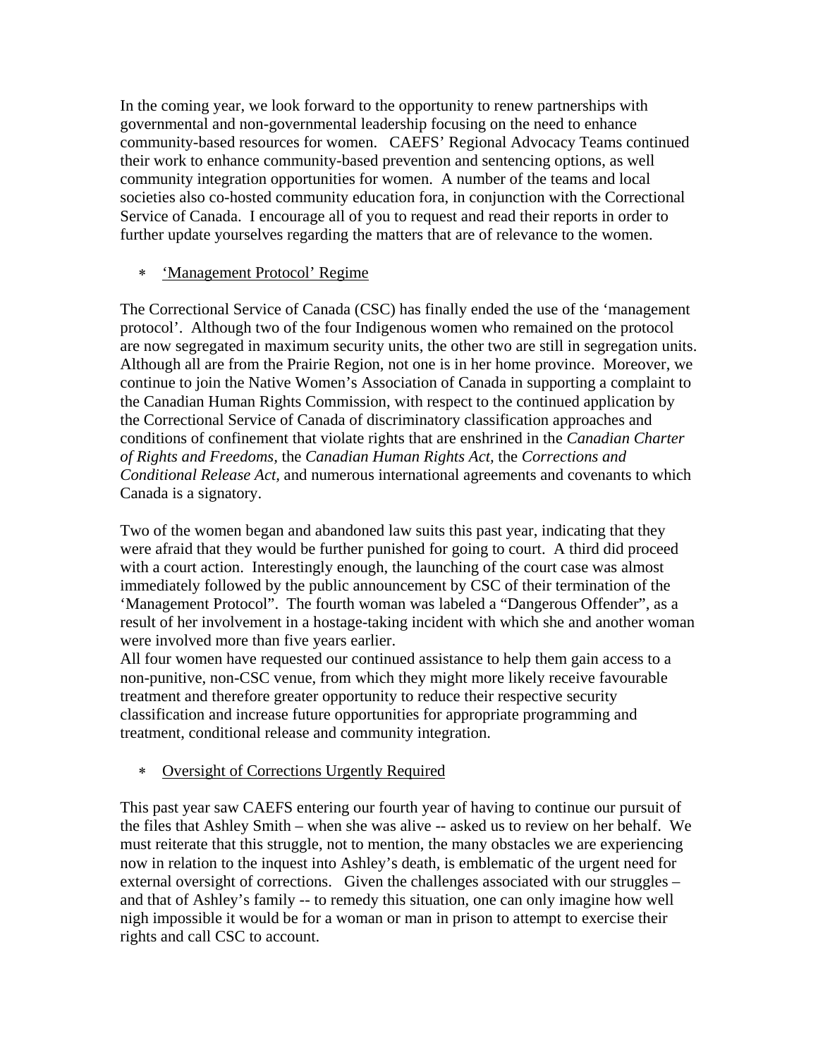In the coming year, we look forward to the opportunity to renew partnerships with governmental and non-governmental leadership focusing on the need to enhance community-based resources for women. CAEFS' Regional Advocacy Teams continued their work to enhance community-based prevention and sentencing options, as well community integration opportunities for women. A number of the teams and local societies also co-hosted community education fora, in conjunction with the Correctional Service of Canada. I encourage all of you to request and read their reports in order to further update yourselves regarding the matters that are of relevance to the women.

* <u>'Management Protocol' Regime</u>

The Correctional Service of Canada (CSC) has finally ended the use of the 'management protocol'. Although two of the four Indigenous women who remained on the protocol are now segregated in maximum security units, the other two are still in segregation units. Although all are from the Prairie Region, not one is in her home province. Moreover, we continue to join the Native Women's Association of Canada in supporting a complaint to the Canadian Human Rights Commission, with respect to the continued application by the Correctional Service of Canada of discriminatory classification approaches and conditions of confinement that violate rights that are enshrined in the *Canadian Charter of Rights and Freedoms,* the *Canadian Human Rights Act,* the *Corrections and Conditional Release Act*, and numerous international agreements and covenants to which Canada is a signatory.

Two of the women began and abandoned law suits this past year, indicating that they were afraid that they would be further punished for going to court. A third did proceed with a court action. Interestingly enough, the launching of the court case was almost immediately followed by the public announcement by CSC of their termination of the 'Management Protocol". The fourth woman was labeled a "Dangerous Offender", as a result of her involvement in a hostage-taking incident with which she and another woman were involved more than five years earlier.

All four women have requested our continued assistance to help them gain access to a non-punitive, non-CSC venue, from which they might more likely receive favourable treatment and therefore greater opportunity to reduce their respective security classification and increase future opportunities for appropriate programming and treatment, conditional release and community integration.

* <u>Oversight of Corrections Urgently Required</u>

This past year saw CAEFS entering our fourth year of having to continue our pursuit of the files that Ashley Smith – when she was alive -- asked us to review on her behalf. We must reiterate that this struggle, not to mention, the many obstacles we are experiencing now in relation to the inquest into Ashley's death, is emblematic of the urgent need for external oversight of corrections. Given the challenges associated with our struggles – and that of Ashley's family -- to remedy this situation, one can only imagine how well nigh impossible it would be for a woman or man in prison to attempt to exercise their rights and call CSC to account.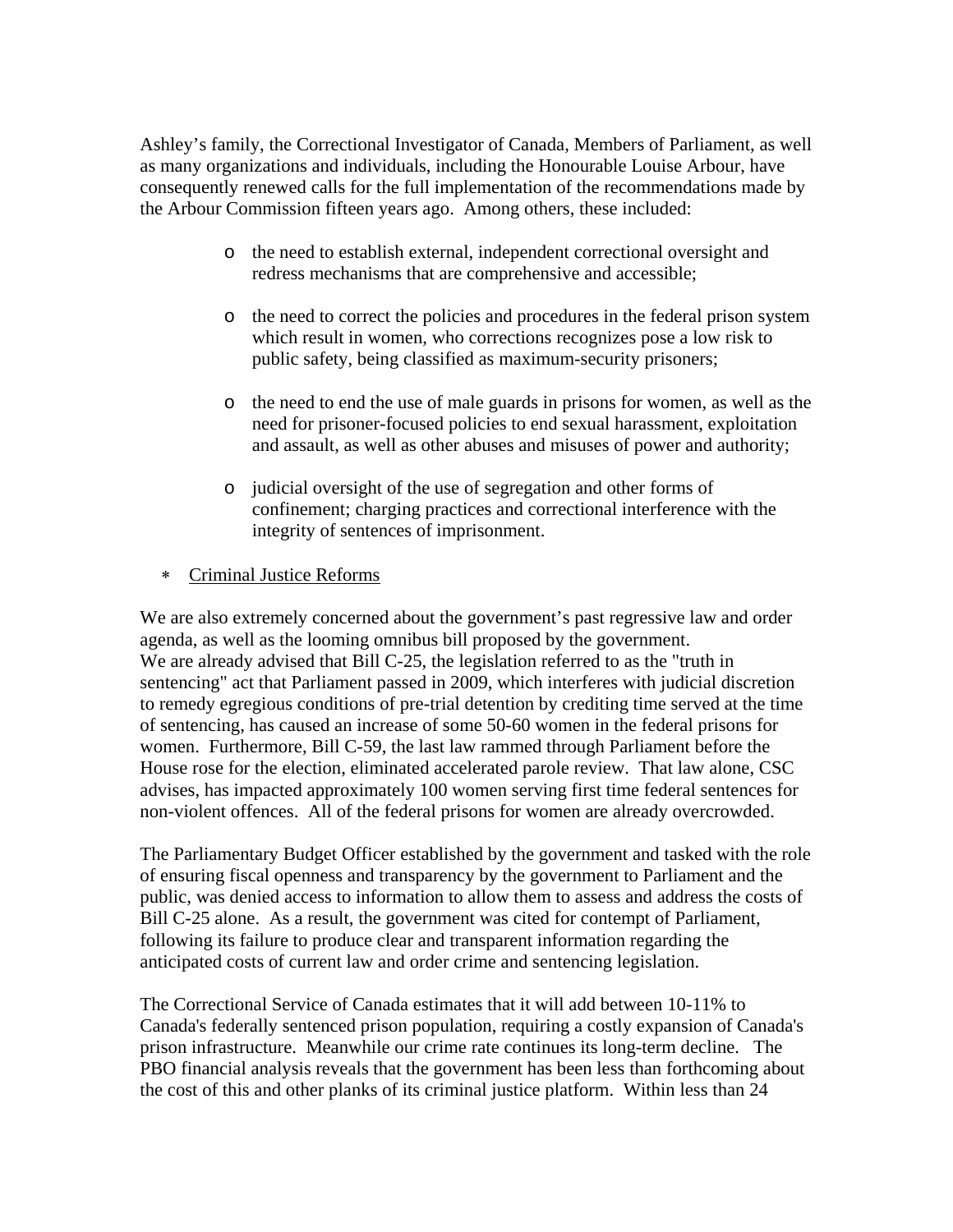Ashley's family, the Correctional Investigator of Canada, Members of Parliament, as well as many organizations and individuals, including the Honourable Louise Arbour, have consequently renewed calls for the full implementation of the recommendations made by the Arbour Commission fifteen years ago. Among others, these included:

- the need to establish external, independent correctional oversight and redress mechanisms that are comprehensive and accessible;
- the need to correct the policies and procedures in the federal prison system which result in women, who corrections recognizes pose a low risk to public safety, being classified as maximum-security prisoners;
- the need to end the use of male guards in prisons for women, as well as the need for prisoner-focused policies to end sexual harassment, exploitation and assault, as well as other abuses and misuses of power and authority;
- judicial oversight of the use of segregation and other forms of confinement; charging practices and correctional interference with the integrity of sentences of imprisonment.

* <u>Criminal Justice Reforms</u>

We are also extremely concerned about the government's past regressive law and order agenda, as well as the looming omnibus bill proposed by the government.
We are already advised that Bill C-25, the legislation referred to as the "truth in sentencing" act that Parliament passed in 2009, which interferes with judicial discretion to remedy egregious conditions of pre-trial detention by crediting time served at the time of sentencing, has caused an increase of some 50-60 women in the federal prisons for women. Furthermore, Bill C-59, the last law rammed through Parliament before the House rose for the election, eliminated accelerated parole review. That law alone, CSC advises, has impacted approximately 100 women serving first time federal sentences for non-violent offences. All of the federal prisons for women are already overcrowded.

The Parliamentary Budget Officer established by the government and tasked with the role of ensuring fiscal openness and transparency by the government to Parliament and the public, was denied access to information to allow them to assess and address the costs of Bill C-25 alone. As a result, the government was cited for contempt of Parliament, following its failure to produce clear and transparent information regarding the anticipated costs of current law and order crime and sentencing legislation.

The Correctional Service of Canada estimates that it will add between 10-11% to Canada's federally sentenced prison population, requiring a costly expansion of Canada's prison infrastructure. Meanwhile our crime rate continues its long-term decline. The PBO financial analysis reveals that the government has been less than forthcoming about the cost of this and other planks of its criminal justice platform. Within less than 24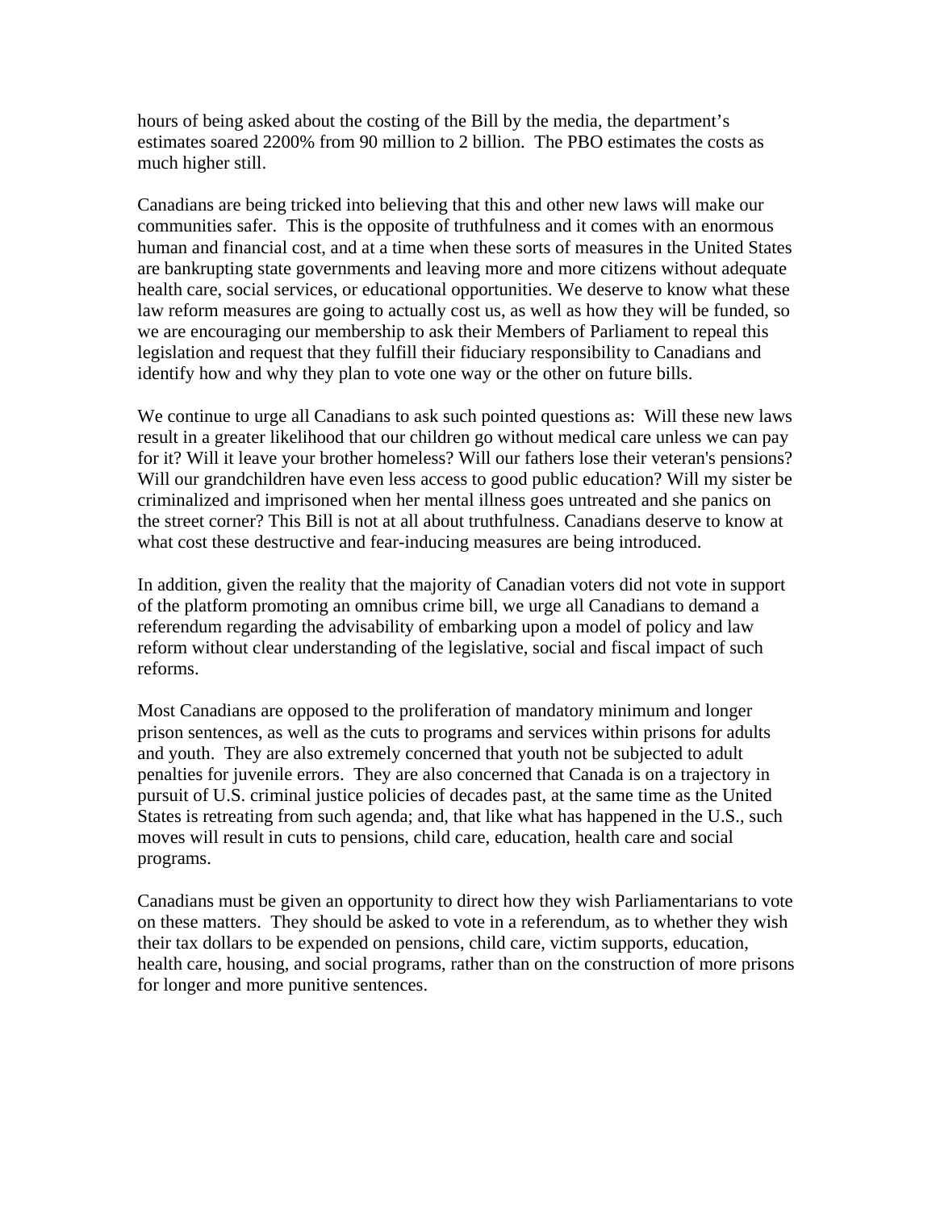hours of being asked about the costing of the Bill by the media, the department's estimates soared 2200% from 90 million to 2 billion. The PBO estimates the costs as much higher still.

Canadians are being tricked into believing that this and other new laws will make our communities safer. This is the opposite of truthfulness and it comes with an enormous human and financial cost, and at a time when these sorts of measures in the United States are bankrupting state governments and leaving more and more citizens without adequate health care, social services, or educational opportunities. We deserve to know what these law reform measures are going to actually cost us, as well as how they will be funded, so we are encouraging our membership to ask their Members of Parliament to repeal this legislation and request that they fulfill their fiduciary responsibility to Canadians and identify how and why they plan to vote one way or the other on future bills.

We continue to urge all Canadians to ask such pointed questions as: Will these new laws result in a greater likelihood that our children go without medical care unless we can pay for it? Will it leave your brother homeless? Will our fathers lose their veteran's pensions? Will our grandchildren have even less access to good public education? Will my sister be criminalized and imprisoned when her mental illness goes untreated and she panics on the street corner? This Bill is not at all about truthfulness. Canadians deserve to know at what cost these destructive and fear-inducing measures are being introduced.

In addition, given the reality that the majority of Canadian voters did not vote in support of the platform promoting an omnibus crime bill, we urge all Canadians to demand a referendum regarding the advisability of embarking upon a model of policy and law reform without clear understanding of the legislative, social and fiscal impact of such reforms.

Most Canadians are opposed to the proliferation of mandatory minimum and longer prison sentences, as well as the cuts to programs and services within prisons for adults and youth. They are also extremely concerned that youth not be subjected to adult penalties for juvenile errors. They are also concerned that Canada is on a trajectory in pursuit of U.S. criminal justice policies of decades past, at the same time as the United States is retreating from such agenda; and, that like what has happened in the U.S., such moves will result in cuts to pensions, child care, education, health care and social programs.

Canadians must be given an opportunity to direct how they wish Parliamentarians to vote on these matters. They should be asked to vote in a referendum, as to whether they wish their tax dollars to be expended on pensions, child care, victim supports, education, health care, housing, and social programs, rather than on the construction of more prisons for longer and more punitive sentences.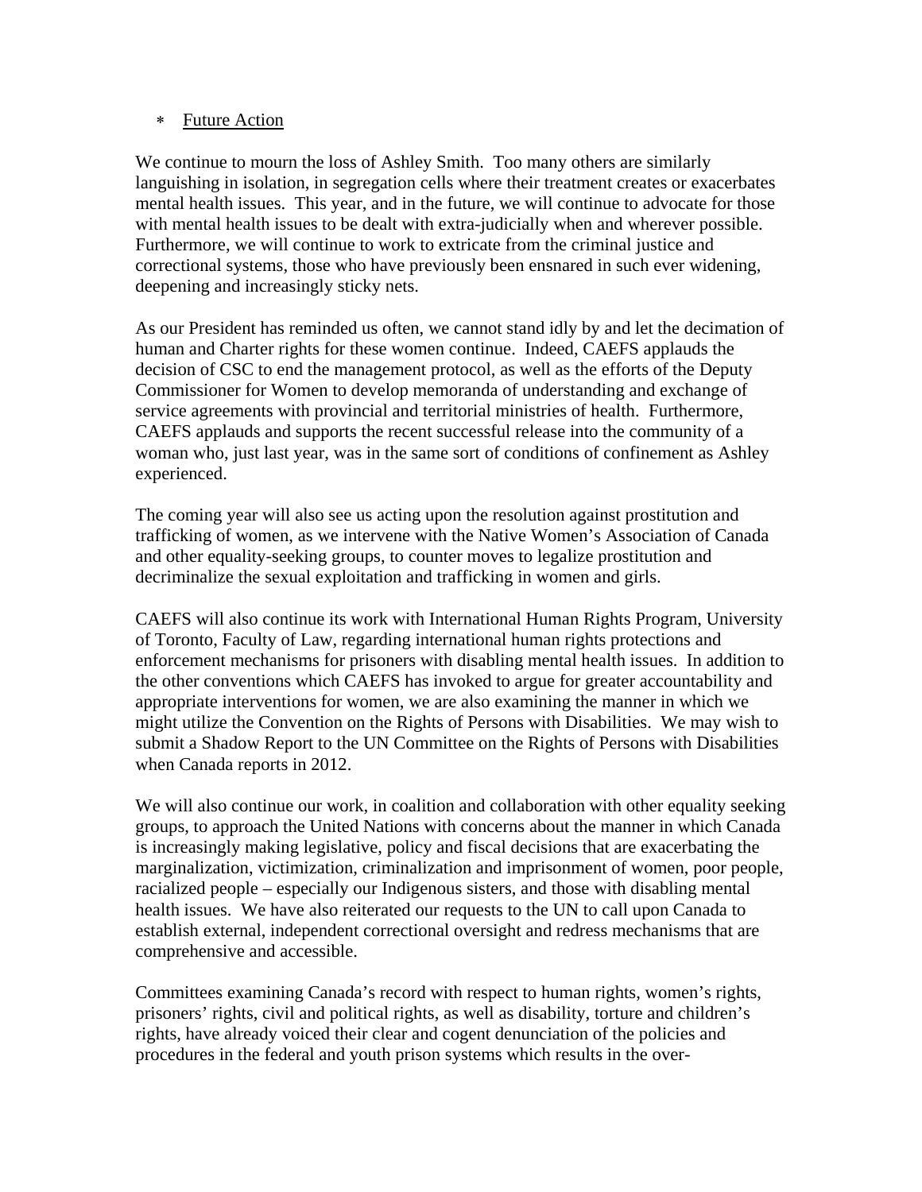* Future Action

We continue to mourn the loss of Ashley Smith. Too many others are similarly languishing in isolation, in segregation cells where their treatment creates or exacerbates mental health issues. This year, and in the future, we will continue to advocate for those with mental health issues to be dealt with extra-judicially when and wherever possible. Furthermore, we will continue to work to extricate from the criminal justice and correctional systems, those who have previously been ensnared in such ever widening, deepening and increasingly sticky nets.

As our President has reminded us often, we cannot stand idly by and let the decimation of human and Charter rights for these women continue. Indeed, CAEFS applauds the decision of CSC to end the management protocol, as well as the efforts of the Deputy Commissioner for Women to develop memoranda of understanding and exchange of service agreements with provincial and territorial ministries of health. Furthermore, CAEFS applauds and supports the recent successful release into the community of a woman who, just last year, was in the same sort of conditions of confinement as Ashley experienced.

The coming year will also see us acting upon the resolution against prostitution and trafficking of women, as we intervene with the Native Women's Association of Canada and other equality-seeking groups, to counter moves to legalize prostitution and decriminalize the sexual exploitation and trafficking in women and girls.

CAEFS will also continue its work with International Human Rights Program, University of Toronto, Faculty of Law, regarding international human rights protections and enforcement mechanisms for prisoners with disabling mental health issues. In addition to the other conventions which CAEFS has invoked to argue for greater accountability and appropriate interventions for women, we are also examining the manner in which we might utilize the Convention on the Rights of Persons with Disabilities. We may wish to submit a Shadow Report to the UN Committee on the Rights of Persons with Disabilities when Canada reports in 2012.

We will also continue our work, in coalition and collaboration with other equality seeking groups, to approach the United Nations with concerns about the manner in which Canada is increasingly making legislative, policy and fiscal decisions that are exacerbating the marginalization, victimization, criminalization and imprisonment of women, poor people, racialized people – especially our Indigenous sisters, and those with disabling mental health issues. We have also reiterated our requests to the UN to call upon Canada to establish external, independent correctional oversight and redress mechanisms that are comprehensive and accessible.

Committees examining Canada's record with respect to human rights, women's rights, prisoners' rights, civil and political rights, as well as disability, torture and children's rights, have already voiced their clear and cogent denunciation of the policies and procedures in the federal and youth prison systems which results in the over-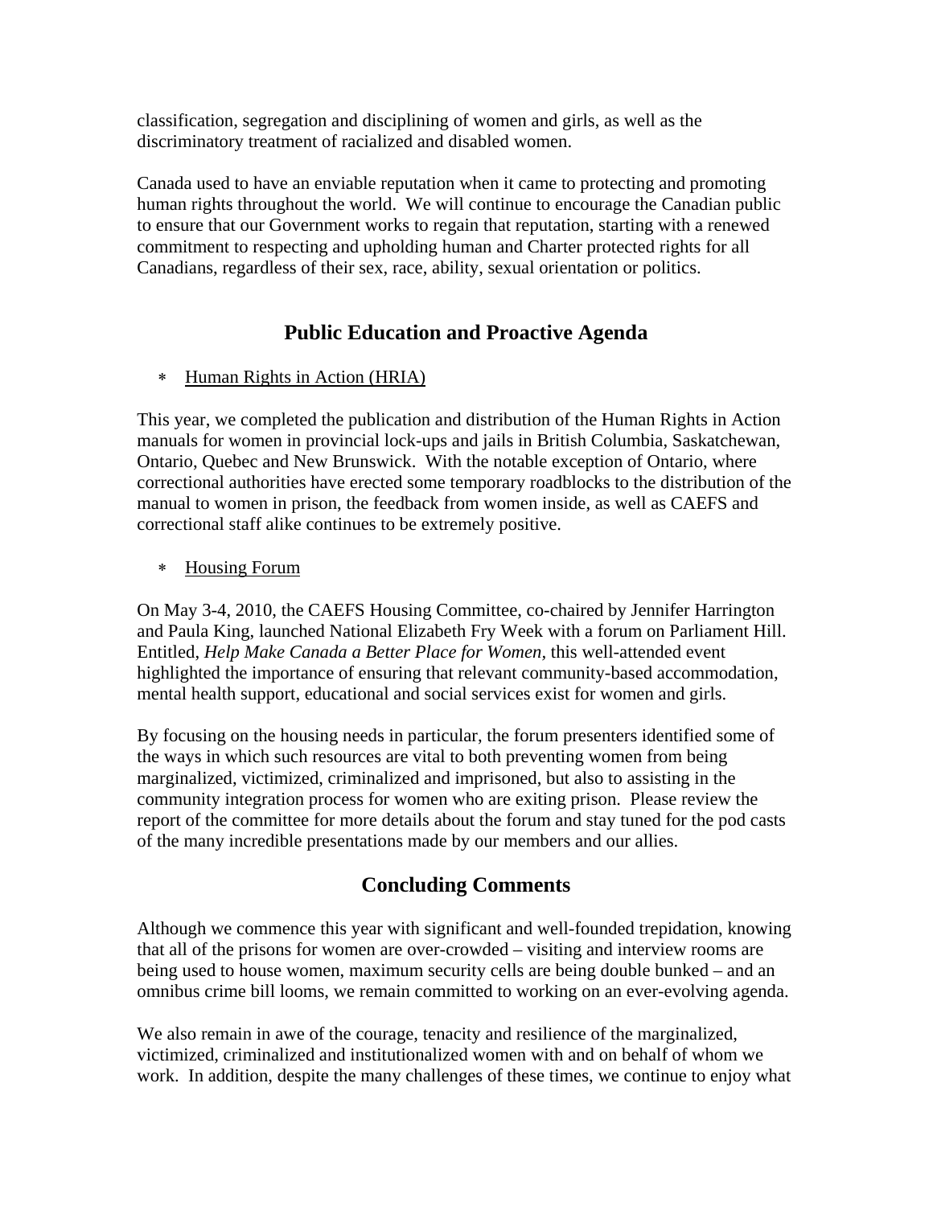classification, segregation and disciplining of women and girls, as well as the discriminatory treatment of racialized and disabled women.

Canada used to have an enviable reputation when it came to protecting and promoting human rights throughout the world. We will continue to encourage the Canadian public to ensure that our Government works to regain that reputation, starting with a renewed commitment to respecting and upholding human and Charter protected rights for all Canadians, regardless of their sex, race, ability, sexual orientation or politics.

## Public Education and Proactive Agenda

* <u>Human Rights in Action (HRIA)</u>

This year, we completed the publication and distribution of the Human Rights in Action manuals for women in provincial lock-ups and jails in British Columbia, Saskatchewan, Ontario, Quebec and New Brunswick. With the notable exception of Ontario, where correctional authorities have erected some temporary roadblocks to the distribution of the manual to women in prison, the feedback from women inside, as well as CAEFS and correctional staff alike continues to be extremely positive.

* <u>Housing Forum</u>

On May 3-4, 2010, the CAEFS Housing Committee, co-chaired by Jennifer Harrington and Paula King, launched National Elizabeth Fry Week with a forum on Parliament Hill. Entitled, *Help Make Canada a Better Place for Women,* this well-attended event highlighted the importance of ensuring that relevant community-based accommodation, mental health support, educational and social services exist for women and girls.

By focusing on the housing needs in particular, the forum presenters identified some of the ways in which such resources are vital to both preventing women from being marginalized, victimized, criminalized and imprisoned, but also to assisting in the community integration process for women who are exiting prison. Please review the report of the committee for more details about the forum and stay tuned for the pod casts of the many incredible presentations made by our members and our allies.

## Concluding Comments

Although we commence this year with significant and well-founded trepidation, knowing that all of the prisons for women are over-crowded – visiting and interview rooms are being used to house women, maximum security cells are being double bunked – and an omnibus crime bill looms, we remain committed to working on an ever-evolving agenda.

We also remain in awe of the courage, tenacity and resilience of the marginalized, victimized, criminalized and institutionalized women with and on behalf of whom we work. In addition, despite the many challenges of these times, we continue to enjoy what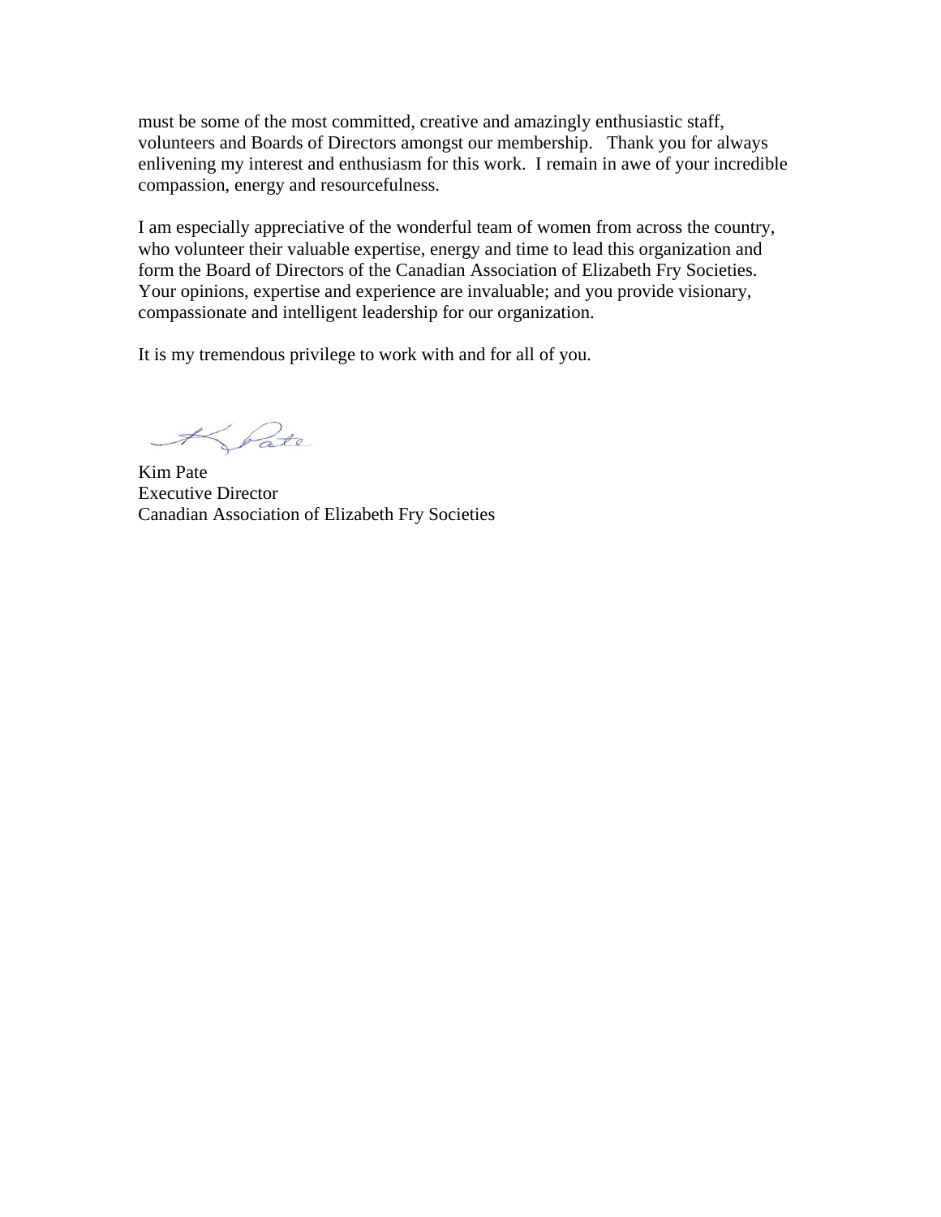must be some of the most committed, creative and amazingly enthusiastic staff, volunteers and Boards of Directors amongst our membership. Thank you for always enlivening my interest and enthusiasm for this work. I remain in awe of your incredible compassion, energy and resourcefulness.

I am especially appreciative of the wonderful team of women from across the country, who volunteer their valuable expertise, energy and time to lead this organization and form the Board of Directors of the Canadian Association of Elizabeth Fry Societies. Your opinions, expertise and experience are invaluable; and you provide visionary, compassionate and intelligent leadership for our organization.

It is my tremendous privilege to work with and for all of you.

Kim Pate
Executive Director
Canadian Association of Elizabeth Fry Societies